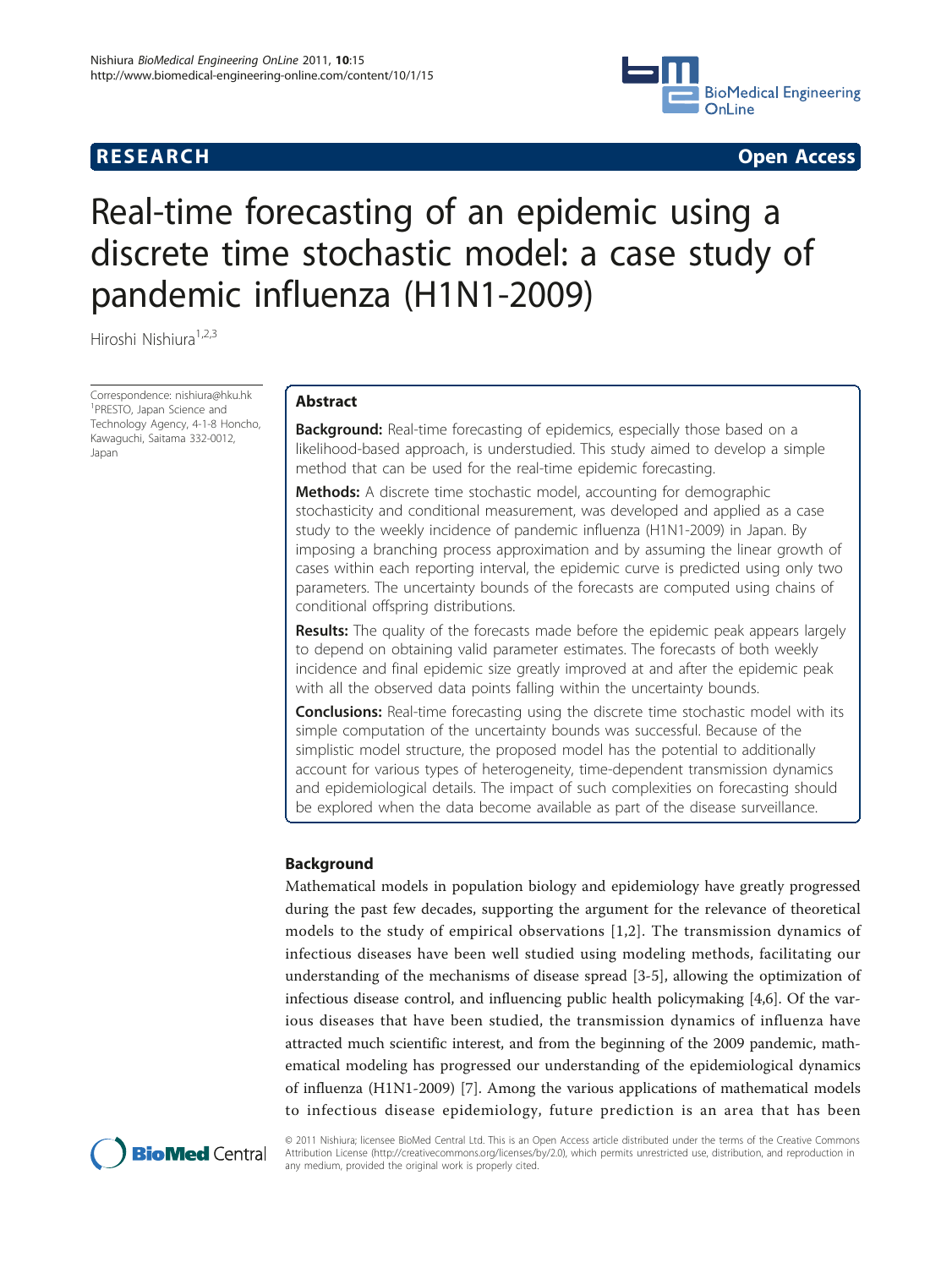**RESEARCH** **Open Access**

# Real-time forecasting of an epidemic using a discrete time stochastic model: a case study of pandemic influenza (H1N1-2009)

Hiroshi Nishiura[1,2,3]

Correspondence: nishiura@hku.hk
[1]PRESTO, Japan Science and Technology Agency, 4-1-8 Honcho, Kawaguchi, Saitama 332-0012, Japan

## Abstract

**Background:** Real-time forecasting of epidemics, especially those based on a likelihood-based approach, is understudied. This study aimed to develop a simple method that can be used for the real-time epidemic forecasting.

**Methods:** A discrete time stochastic model, accounting for demographic stochasticity and conditional measurement, was developed and applied as a case study to the weekly incidence of pandemic influenza (H1N1-2009) in Japan. By imposing a branching process approximation and by assuming the linear growth of cases within each reporting interval, the epidemic curve is predicted using only two parameters. The uncertainty bounds of the forecasts are computed using chains of conditional offspring distributions.

**Results:** The quality of the forecasts made before the epidemic peak appears largely to depend on obtaining valid parameter estimates. The forecasts of both weekly incidence and final epidemic size greatly improved at and after the epidemic peak with all the observed data points falling within the uncertainty bounds.

**Conclusions:** Real-time forecasting using the discrete time stochastic model with its simple computation of the uncertainty bounds was successful. Because of the simplistic model structure, the proposed model has the potential to additionally account for various types of heterogeneity, time-dependent transmission dynamics and epidemiological details. The impact of such complexities on forecasting should be explored when the data become available as part of the disease surveillance.

## Background

Mathematical models in population biology and epidemiology have greatly progressed during the past few decades, supporting the argument for the relevance of theoretical models to the study of empirical observations [1,2]. The transmission dynamics of infectious diseases have been well studied using modeling methods, facilitating our understanding of the mechanisms of disease spread [3-5], allowing the optimization of infectious disease control, and influencing public health policymaking [4,6]. Of the various diseases that have been studied, the transmission dynamics of influenza have attracted much scientific interest, and from the beginning of the 2009 pandemic, mathematical modeling has progressed our understanding of the epidemiological dynamics of influenza (H1N1-2009) [7]. Among the various applications of mathematical models to infectious disease epidemiology, future prediction is an area that has been

© 2011 Nishiura; licensee BioMed Central Ltd. This is an Open Access article distributed under the terms of the Creative Commons Attribution License (http://creativecommons.org/licenses/by/2.0), which permits unrestricted use, distribution, and reproduction in any medium, provided the original work is properly cited.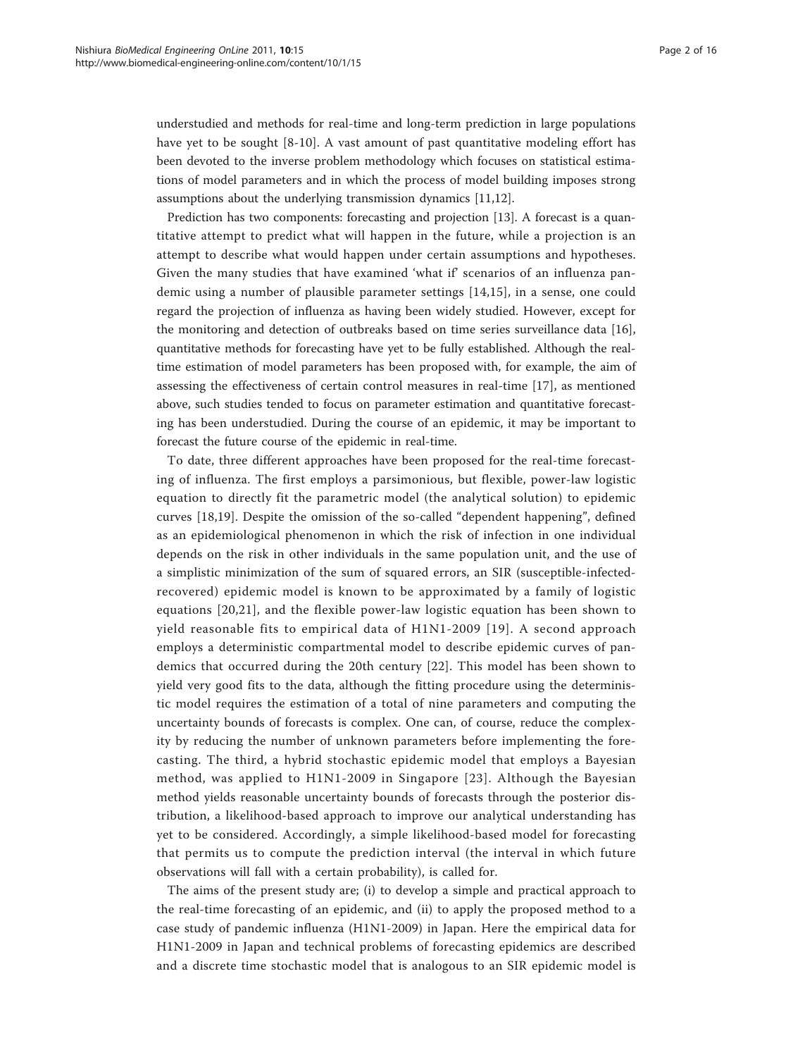understudied and methods for real-time and long-term prediction in large populations have yet to be sought [8-10]. A vast amount of past quantitative modeling effort has been devoted to the inverse problem methodology which focuses on statistical estimations of model parameters and in which the process of model building imposes strong assumptions about the underlying transmission dynamics [11,12].

Prediction has two components: forecasting and projection [13]. A forecast is a quantitative attempt to predict what will happen in the future, while a projection is an attempt to describe what would happen under certain assumptions and hypotheses. Given the many studies that have examined 'what if' scenarios of an influenza pandemic using a number of plausible parameter settings [14,15], in a sense, one could regard the projection of influenza as having been widely studied. However, except for the monitoring and detection of outbreaks based on time series surveillance data [16], quantitative methods for forecasting have yet to be fully established. Although the real-time estimation of model parameters has been proposed with, for example, the aim of assessing the effectiveness of certain control measures in real-time [17], as mentioned above, such studies tended to focus on parameter estimation and quantitative forecasting has been understudied. During the course of an epidemic, it may be important to forecast the future course of the epidemic in real-time.

To date, three different approaches have been proposed for the real-time forecasting of influenza. The first employs a parsimonious, but flexible, power-law logistic equation to directly fit the parametric model (the analytical solution) to epidemic curves [18,19]. Despite the omission of the so-called "dependent happening", defined as an epidemiological phenomenon in which the risk of infection in one individual depends on the risk in other individuals in the same population unit, and the use of a simplistic minimization of the sum of squared errors, an SIR (susceptible-infected-recovered) epidemic model is known to be approximated by a family of logistic equations [20,21], and the flexible power-law logistic equation has been shown to yield reasonable fits to empirical data of H1N1-2009 [19]. A second approach employs a deterministic compartmental model to describe epidemic curves of pandemics that occurred during the 20th century [22]. This model has been shown to yield very good fits to the data, although the fitting procedure using the deterministic model requires the estimation of a total of nine parameters and computing the uncertainty bounds of forecasts is complex. One can, of course, reduce the complexity by reducing the number of unknown parameters before implementing the forecasting. The third, a hybrid stochastic epidemic model that employs a Bayesian method, was applied to H1N1-2009 in Singapore [23]. Although the Bayesian method yields reasonable uncertainty bounds of forecasts through the posterior distribution, a likelihood-based approach to improve our analytical understanding has yet to be considered. Accordingly, a simple likelihood-based model for forecasting that permits us to compute the prediction interval (the interval in which future observations will fall with a certain probability), is called for.

The aims of the present study are; (i) to develop a simple and practical approach to the real-time forecasting of an epidemic, and (ii) to apply the proposed method to a case study of pandemic influenza (H1N1-2009) in Japan. Here the empirical data for H1N1-2009 in Japan and technical problems of forecasting epidemics are described and a discrete time stochastic model that is analogous to an SIR epidemic model is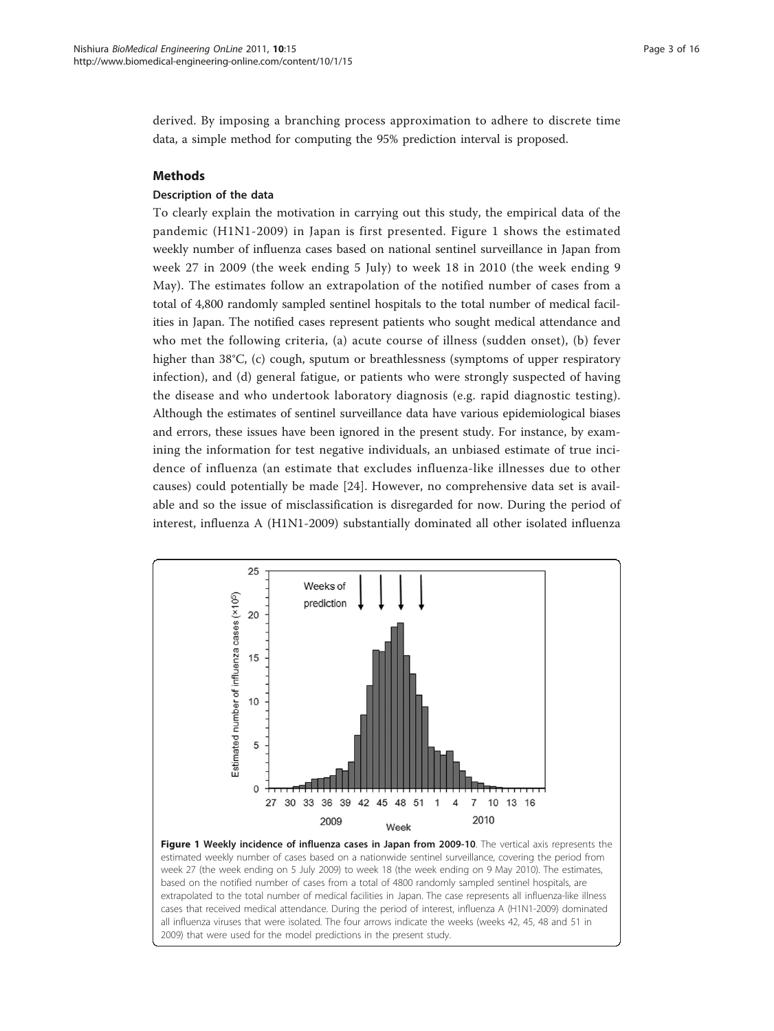derived. By imposing a branching process approximation to adhere to discrete time data, a simple method for computing the 95% prediction interval is proposed.

## Methods

### Description of the data

To clearly explain the motivation in carrying out this study, the empirical data of the pandemic (H1N1-2009) in Japan is first presented. Figure 1 shows the estimated weekly number of influenza cases based on national sentinel surveillance in Japan from week 27 in 2009 (the week ending 5 July) to week 18 in 2010 (the week ending 9 May). The estimates follow an extrapolation of the notified number of cases from a total of 4,800 randomly sampled sentinel hospitals to the total number of medical facilities in Japan. The notified cases represent patients who sought medical attendance and who met the following criteria, (a) acute course of illness (sudden onset), (b) fever higher than 38°C, (c) cough, sputum or breathlessness (symptoms of upper respiratory infection), and (d) general fatigue, or patients who were strongly suspected of having the disease and who undertook laboratory diagnosis (e.g. rapid diagnostic testing). Although the estimates of sentinel surveillance data have various epidemiological biases and errors, these issues have been ignored in the present study. For instance, by examining the information for test negative individuals, an unbiased estimate of true incidence of influenza (an estimate that excludes influenza-like illnesses due to other causes) could potentially be made [24]. However, no comprehensive data set is available and so the issue of misclassification is disregarded for now. During the period of interest, influenza A (H1N1-2009) substantially dominated all other isolated influenza

**Figure 1 Weekly incidence of influenza cases in Japan from 2009-10**. The vertical axis represents the estimated weekly number of cases based on a nationwide sentinel surveillance, covering the period from week 27 (the week ending on 5 July 2009) to week 18 (the week ending on 9 May 2010). The estimates, based on the notified number of cases from a total of 4800 randomly sampled sentinel hospitals, are extrapolated to the total number of medical facilities in Japan. The case represents all influenza-like illness cases that received medical attendance. During the period of interest, influenza A (H1N1-2009) dominated all influenza viruses that were isolated. The four arrows indicate the weeks (weeks 42, 45, 48 and 51 in 2009) that were used for the model predictions in the present study.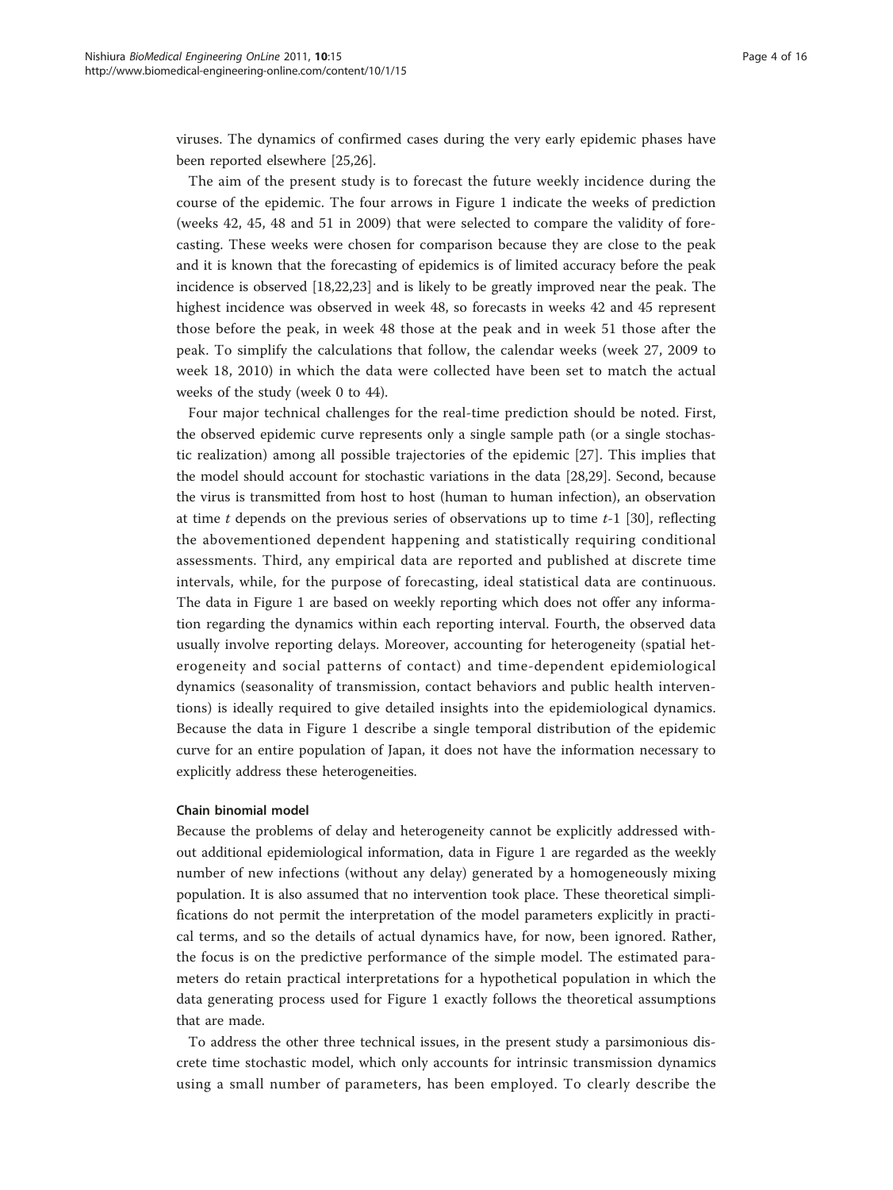viruses. The dynamics of confirmed cases during the very early epidemic phases have been reported elsewhere [25,26].

The aim of the present study is to forecast the future weekly incidence during the course of the epidemic. The four arrows in Figure 1 indicate the weeks of prediction (weeks 42, 45, 48 and 51 in 2009) that were selected to compare the validity of forecasting. These weeks were chosen for comparison because they are close to the peak and it is known that the forecasting of epidemics is of limited accuracy before the peak incidence is observed [18,22,23] and is likely to be greatly improved near the peak. The highest incidence was observed in week 48, so forecasts in weeks 42 and 45 represent those before the peak, in week 48 those at the peak and in week 51 those after the peak. To simplify the calculations that follow, the calendar weeks (week 27, 2009 to week 18, 2010) in which the data were collected have been set to match the actual weeks of the study (week 0 to 44).

Four major technical challenges for the real-time prediction should be noted. First, the observed epidemic curve represents only a single sample path (or a single stochastic realization) among all possible trajectories of the epidemic [27]. This implies that the model should account for stochastic variations in the data [28,29]. Second, because the virus is transmitted from host to host (human to human infection), an observation at time $t$ depends on the previous series of observations up to time $t$-1 [30], reflecting the abovementioned dependent happening and statistically requiring conditional assessments. Third, any empirical data are reported and published at discrete time intervals, while, for the purpose of forecasting, ideal statistical data are continuous. The data in Figure 1 are based on weekly reporting which does not offer any information regarding the dynamics within each reporting interval. Fourth, the observed data usually involve reporting delays. Moreover, accounting for heterogeneity (spatial heterogeneity and social patterns of contact) and time-dependent epidemiological dynamics (seasonality of transmission, contact behaviors and public health interventions) is ideally required to give detailed insights into the epidemiological dynamics. Because the data in Figure 1 describe a single temporal distribution of the epidemic curve for an entire population of Japan, it does not have the information necessary to explicitly address these heterogeneities.

#### Chain binomial model

Because the problems of delay and heterogeneity cannot be explicitly addressed without additional epidemiological information, data in Figure 1 are regarded as the weekly number of new infections (without any delay) generated by a homogeneously mixing population. It is also assumed that no intervention took place. These theoretical simplifications do not permit the interpretation of the model parameters explicitly in practical terms, and so the details of actual dynamics have, for now, been ignored. Rather, the focus is on the predictive performance of the simple model. The estimated parameters do retain practical interpretations for a hypothetical population in which the data generating process used for Figure 1 exactly follows the theoretical assumptions that are made.

To address the other three technical issues, in the present study a parsimonious discrete time stochastic model, which only accounts for intrinsic transmission dynamics using a small number of parameters, has been employed. To clearly describe the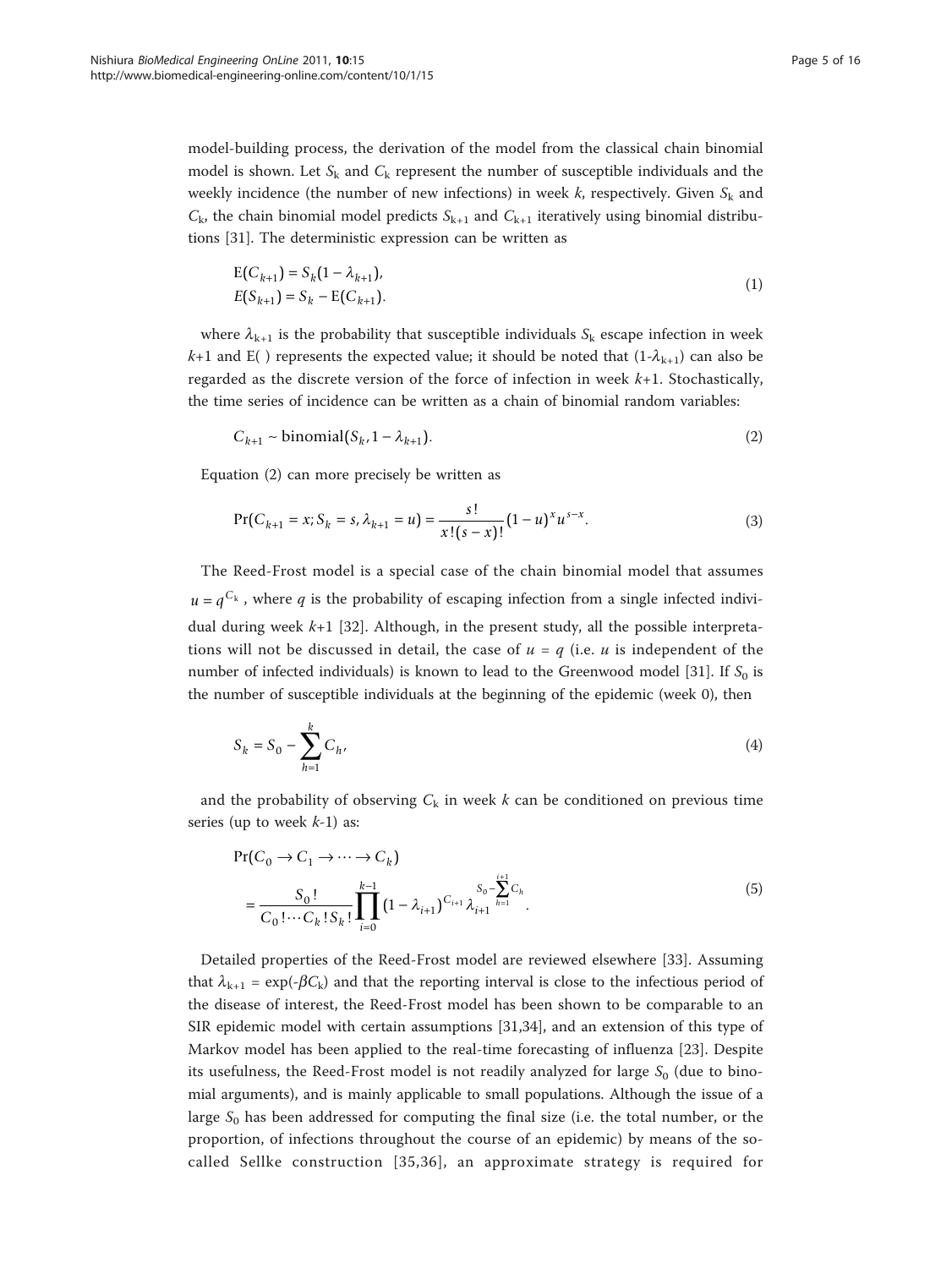model-building process, the derivation of the model from the classical chain binomial model is shown. Let $S_k$ and $C_k$ represent the number of susceptible individuals and the weekly incidence (the number of new infections) in week $k$, respectively. Given $S_k$ and $C_k$, the chain binomial model predicts $S_{k+1}$ and $C_{k+1}$ iteratively using binomial distributions [31]. The deterministic expression can be written as

$$
\begin{aligned}
&\mathrm{E}(C_{k+1}) = S_k(1-\lambda_{k+1}),\\
&E(S_{k+1}) = S_k - \mathrm{E}(C_{k+1}).
\end{aligned} \tag{1}
$$

where $\lambda_{k+1}$ is the probability that susceptible individuals $S_k$ escape infection in week $k+1$ and E( ) represents the expected value; it should be noted that $(1-\lambda_{k+1})$ can also be regarded as the discrete version of the force of infection in week $k+1$. Stochastically, the time series of incidence can be written as a chain of binomial random variables:

$$
C_{k+1} \sim \mathrm{binomial}(S_k, 1-\lambda_{k+1}). \tag{2}
$$

Equation (2) can more precisely be written as

$$
\Pr(C_{k+1} = x; S_k = s, \lambda_{k+1} = u) = \frac{s!}{x!(s-x)!}(1-u)^x u^{s-x}. \tag{3}
$$

The Reed-Frost model is a special case of the chain binomial model that assumes $u = q^{C_k}$, where $q$ is the probability of escaping infection from a single infected individual during week $k+1$ [32]. Although, in the present study, all the possible interpretations will not be discussed in detail, the case of $u = q$ (i.e. $u$ is independent of the number of infected individuals) is known to lead to the Greenwood model [31]. If $S_0$ is the number of susceptible individuals at the beginning of the epidemic (week 0), then

$$
S_k = S_0 - \sum_{h=1}^{k} C_h, \tag{4}
$$

and the probability of observing $C_k$ in week $k$ can be conditioned on previous time series (up to week $k$-1) as:

$$
\begin{aligned}
&\Pr(C_0 \to C_1 \to \cdots \to C_k)\\
&= \frac{S_0!}{C_0!\cdots C_k!S_k!}\prod_{i=0}^{k-1}(1-\lambda_{i+1})^{C_{i+1}}\lambda_{i+1}^{S_0-\sum_{h=1}^{i+1}C_h}.
\end{aligned} \tag{5}
$$

Detailed properties of the Reed-Frost model are reviewed elsewhere [33]. Assuming that $\lambda_{k+1} = \exp(-\beta C_k)$ and that the reporting interval is close to the infectious period of the disease of interest, the Reed-Frost model has been shown to be comparable to an SIR epidemic model with certain assumptions [31,34], and an extension of this type of Markov model has been applied to the real-time forecasting of influenza [23]. Despite its usefulness, the Reed-Frost model is not readily analyzed for large $S_0$ (due to binomial arguments), and is mainly applicable to small populations. Although the issue of a large $S_0$ has been addressed for computing the final size (i.e. the total number, or the proportion, of infections throughout the course of an epidemic) by means of the so-called Sellke construction [35,36], an approximate strategy is required for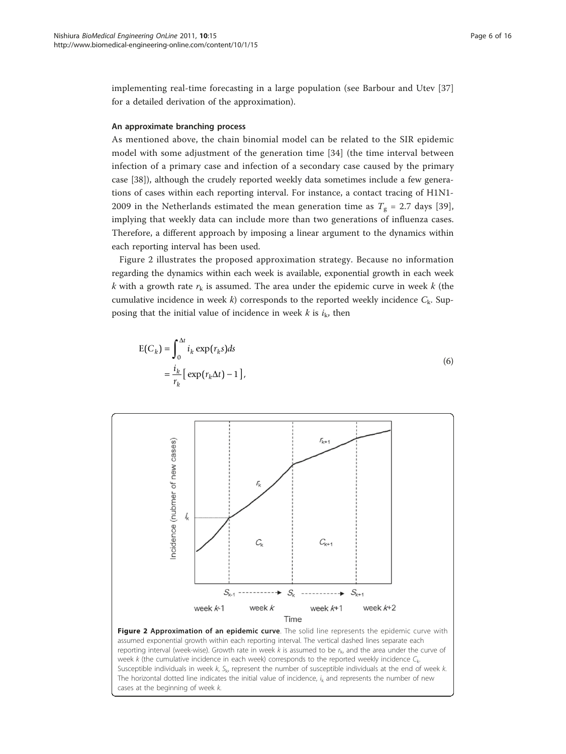implementing real-time forecasting in a large population (see Barbour and Utev [37] for a detailed derivation of the approximation).

### An approximate branching process

As mentioned above, the chain binomial model can be related to the SIR epidemic model with some adjustment of the generation time [34] (the time interval between infection of a primary case and infection of a secondary case caused by the primary case [38]), although the crudely reported weekly data sometimes include a few generations of cases within each reporting interval. For instance, a contact tracing of H1N1-2009 in the Netherlands estimated the mean generation time as $T_g$ = 2.7 days [39], implying that weekly data can include more than two generations of influenza cases. Therefore, a different approach by imposing a linear argument to the dynamics within each reporting interval has been used.

Figure 2 illustrates the proposed approximation strategy. Because no information regarding the dynamics within each week is available, exponential growth in each week $k$ with a growth rate $r_k$ is assumed. The area under the epidemic curve in week $k$ (the cumulative incidence in week $k$) corresponds to the reported weekly incidence $C_k$. Supposing that the initial value of incidence in week $k$ is $i_k$, then

$$
\begin{aligned}
\mathrm{E}(C_k) &= \int_0^{\Delta t} i_k \exp(r_k s) ds \\
&= \frac{i_k}{r_k}\left[\exp(r_k \Delta t) - 1\right],
\end{aligned}
\tag{6}
$$

**Figure 2 Approximation of an epidemic curve**. The solid line represents the epidemic curve with assumed exponential growth within each reporting interval. The vertical dashed lines separate each reporting interval (week-wise). Growth rate in week $k$ is assumed to be $r_k$, and the area under the curve of week $k$ (the cumulative incidence in each week) corresponds to the reported weekly incidence $C_k$. Susceptible individuals in week $k$, $S_k$, represent the number of susceptible individuals at the end of week $k$. The horizontal dotted line indicates the initial value of incidence, $i_k$ and represents the number of new cases at the beginning of week $k$.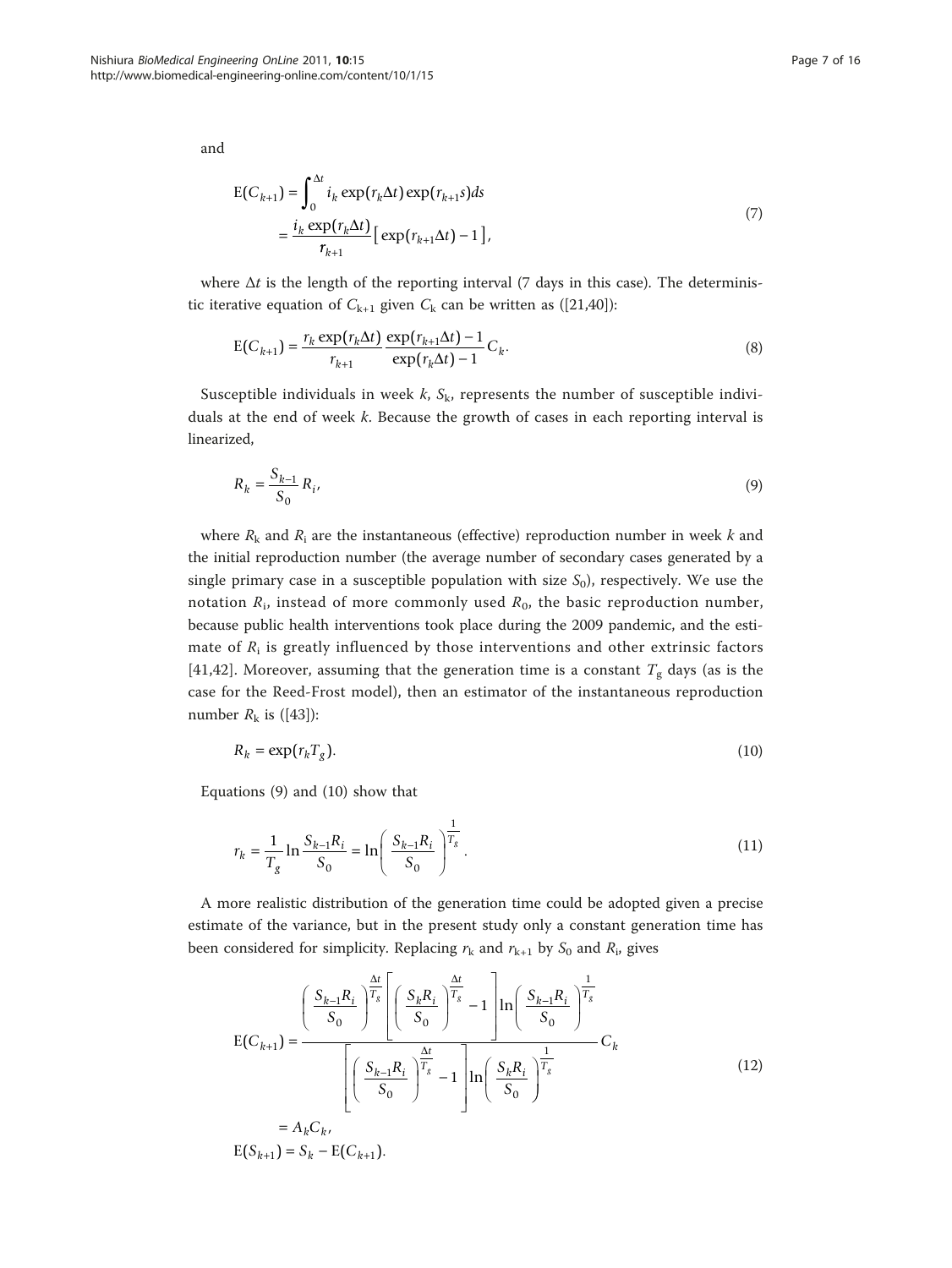and

$$
\begin{aligned}
\mathrm{E}(C_{k+1}) &= \int_0^{\Delta t} i_k \exp(r_k \Delta t)\exp(r_{k+1}s)ds \\
&= \frac{i_k \exp(r_k \Delta t)}{r_{k+1}}\left[\exp(r_{k+1}\Delta t) - 1\right],
\end{aligned}
\tag{7}
$$

where $\Delta t$ is the length of the reporting interval (7 days in this case). The deterministic iterative equation of $C_{k+1}$ given $C_k$ can be written as ([21,40]):

$$
\mathrm{E}(C_{k+1}) = \frac{r_k \exp(r_k \Delta t)}{r_{k+1}} \frac{\exp(r_{k+1}\Delta t) - 1}{\exp(r_k \Delta t) - 1} C_k. \tag{8}
$$

Susceptible individuals in week $k$, $S_k$, represents the number of susceptible individuals at the end of week $k$. Because the growth of cases in each reporting interval is linearized,

$$
R_k = \frac{S_{k-1}}{S_0} R_i, \tag{9}
$$

where $R_k$ and $R_i$ are the instantaneous (effective) reproduction number in week $k$ and the initial reproduction number (the average number of secondary cases generated by a single primary case in a susceptible population with size $S_0$), respectively. We use the notation $R_i$, instead of more commonly used $R_0$, the basic reproduction number, because public health interventions took place during the 2009 pandemic, and the estimate of $R_i$ is greatly influenced by those interventions and other extrinsic factors [41,42]. Moreover, assuming that the generation time is a constant $T_g$ days (as is the case for the Reed-Frost model), then an estimator of the instantaneous reproduction number $R_k$ is ([43]):

$$
R_k = \exp(r_k T_g). \tag{10}
$$

Equations (9) and (10) show that

$$
r_k = \frac{1}{T_g} \ln \frac{S_{k-1} R_i}{S_0} = \ln\left(\frac{S_{k-1} R_i}{S_0}\right)^{\frac{1}{T_g}}. \tag{11}
$$

A more realistic distribution of the generation time could be adopted given a precise estimate of the variance, but in the present study only a constant generation time has been considered for simplicity. Replacing $r_k$ and $r_{k+1}$ by $S_0$ and $R_i$, gives

$$
\begin{aligned}
\mathrm{E}(C_{k+1}) &= \frac{\left(\frac{S_{k-1}R_i}{S_0}\right)^{\frac{\Delta t}{T_g}} \left[\left(\frac{S_k R_i}{S_0}\right)^{\frac{\Delta t}{T_g}} - 1\right] \ln\left(\frac{S_{k-1}R_i}{S_0}\right)^{\frac{1}{T_g}}}{\left[\left(\frac{S_{k-1}R_i}{S_0}\right)^{\frac{\Delta t}{T_g}} - 1\right] \ln\left(\frac{S_k R_i}{S_0}\right)^{\frac{1}{T_g}}} C_k \\
&= A_k C_k, \\
\mathrm{E}(S_{k+1}) &= S_k - \mathrm{E}(C_{k+1}).
\end{aligned}
\tag{12}
$$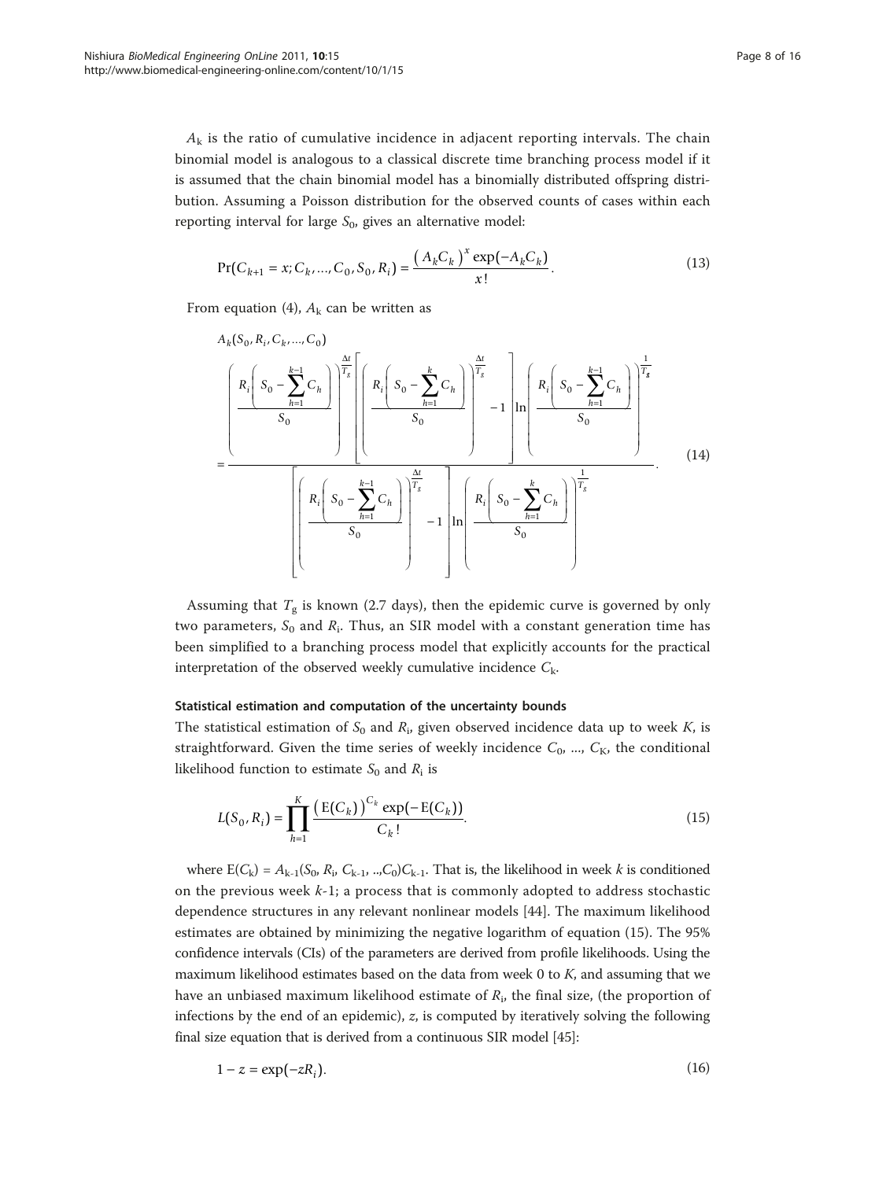$A_k$ is the ratio of cumulative incidence in adjacent reporting intervals. The chain binomial model is analogous to a classical discrete time branching process model if it is assumed that the chain binomial model has a binomially distributed offspring distribution. Assuming a Poisson distribution for the observed counts of cases within each reporting interval for large $S_0$, gives an alternative model:

$$\Pr(C_{k+1} = x; C_k, \ldots, C_0, S_0, R_i) = \frac{\left(A_k C_k\right)^x \exp(-A_k C_k)}{x!}. \tag{13}$$

From equation (4), $A_k$ can be written as

$$A_k(S_0, R_i, C_k, \ldots, C_0) = \frac{\left(\frac{R_i\left(S_0 - \sum_{h=1}^{k-1} C_h\right)}{S_0}\right)^{\frac{\Delta t}{T_g}} \left[\left(\frac{R_i\left(S_0 - \sum_{h=1}^{k} C_h\right)}{S_0}\right)^{\frac{\Delta t}{T_g}} - 1\right] \ln\left(\frac{R_i\left(S_0 - \sum_{h=1}^{k-1} C_h\right)}{S_0}\right)^{\frac{1}{T_g}}}{\left[\left(\frac{R_i\left(S_0 - \sum_{h=1}^{k-1} C_h\right)}{S_0}\right)^{\frac{\Delta t}{T_g}} - 1\right] \ln\left(\frac{R_i\left(S_0 - \sum_{h=1}^{k} C_h\right)}{S_0}\right)^{\frac{1}{T_g}}}. \tag{14}$$

Assuming that $T_g$ is known (2.7 days), then the epidemic curve is governed by only two parameters, $S_0$ and $R_i$. Thus, an SIR model with a constant generation time has been simplified to a branching process model that explicitly accounts for the practical interpretation of the observed weekly cumulative incidence $C_k$.

### Statistical estimation and computation of the uncertainty bounds

The statistical estimation of $S_0$ and $R_i$, given observed incidence data up to week $K$, is straightforward. Given the time series of weekly incidence $C_0$, ..., $C_K$, the conditional likelihood function to estimate $S_0$ and $R_i$ is

$$L(S_0, R_i) = \prod_{h=1}^{K} \frac{\left(\mathrm{E}(C_k)\right)^{C_k} \exp(-\mathrm{E}(C_k))}{C_k!}. \tag{15}$$

where $\mathrm{E}(C_k) = A_{k-1}(S_0, R_i, C_{k-1}, .., C_0)C_{k-1}$. That is, the likelihood in week $k$ is conditioned on the previous week $k$-1; a process that is commonly adopted to address stochastic dependence structures in any relevant nonlinear models [44]. The maximum likelihood estimates are obtained by minimizing the negative logarithm of equation (15). The 95% confidence intervals (CIs) of the parameters are derived from profile likelihoods. Using the maximum likelihood estimates based on the data from week 0 to $K$, and assuming that we have an unbiased maximum likelihood estimate of $R_i$, the final size, (the proportion of infections by the end of an epidemic), $z$, is computed by iteratively solving the following final size equation that is derived from a continuous SIR model [45]:

$$1 - z = \exp(-zR_i). \tag{16}$$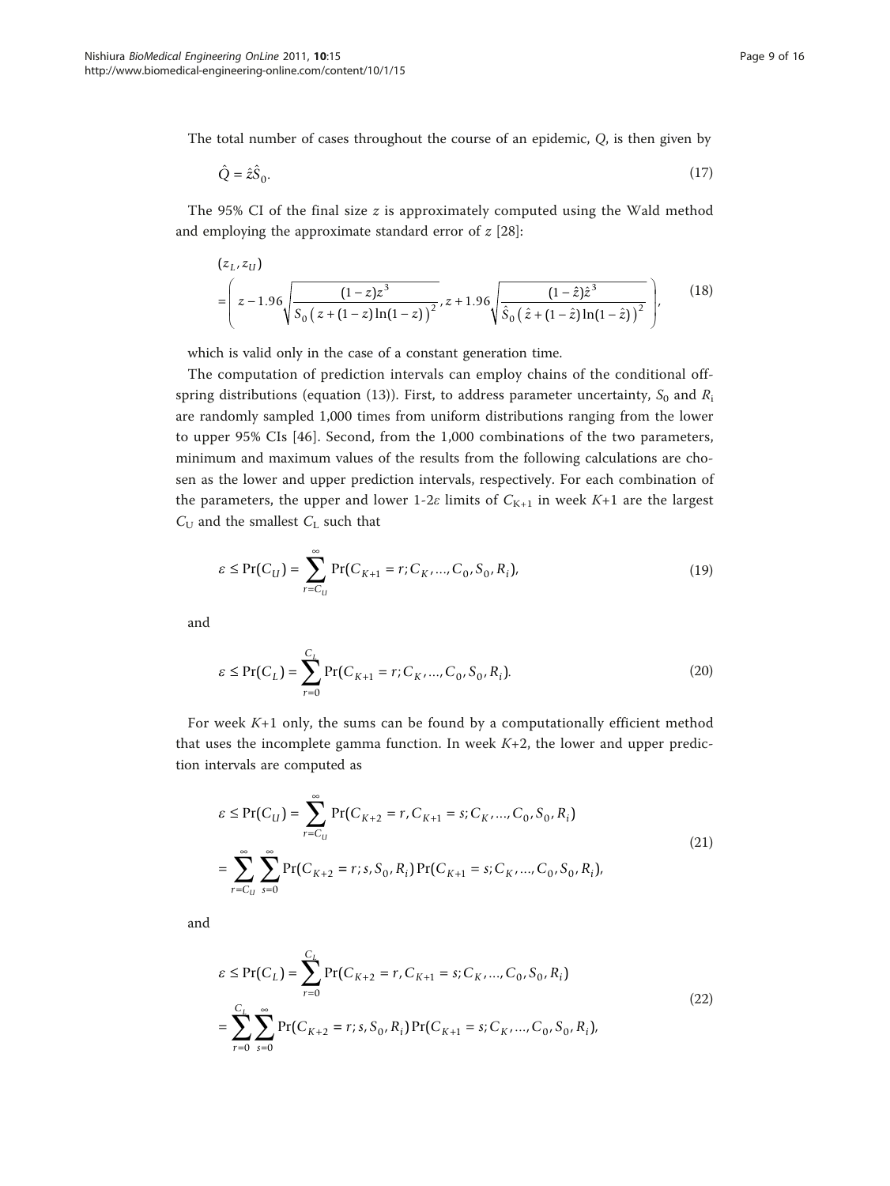The total number of cases throughout the course of an epidemic, $Q$, is then given by

$$\hat{Q} = \hat{z}\hat{S}_0. \tag{17}$$

The 95% CI of the final size $z$ is approximately computed using the Wald method and employing the approximate standard error of $z$ [28]:

$$\begin{aligned}
&(z_L, z_U) \\
&= \left( z - 1.96\sqrt{\frac{(1-z)z^3}{S_0\left(z + (1-z)\ln(1-z)\right)^2}},\, z + 1.96\sqrt{\frac{(1-\hat{z})\hat{z}^3}{\hat{S}_0\left(\hat{z} + (1-\hat{z})\ln(1-\hat{z})\right)^2}} \right),
\end{aligned} \tag{18}$$

which is valid only in the case of a constant generation time.

The computation of prediction intervals can employ chains of the conditional offspring distributions (equation (13)). First, to address parameter uncertainty, $S_0$ and $R_i$ are randomly sampled 1,000 times from uniform distributions ranging from the lower to upper 95% CIs [46]. Second, from the 1,000 combinations of the two parameters, minimum and maximum values of the results from the following calculations are chosen as the lower and upper prediction intervals, respectively. For each combination of the parameters, the upper and lower 1-2$\varepsilon$ limits of $C_{K+1}$ in week $K$+1 are the largest $C_U$ and the smallest $C_L$ such that

$$\varepsilon \leq \Pr(C_U) = \sum_{r=C_U}^{\infty} \Pr(C_{K+1} = r; C_K, \ldots, C_0, S_0, R_i), \tag{19}$$

and

$$\varepsilon \leq \Pr(C_L) = \sum_{r=0}^{C_L} \Pr(C_{K+1} = r; C_K, \ldots, C_0, S_0, R_i). \tag{20}$$

For week $K$+1 only, the sums can be found by a computationally efficient method that uses the incomplete gamma function. In week $K$+2, the lower and upper prediction intervals are computed as

$$\begin{aligned}
\varepsilon \leq \Pr(C_U) &= \sum_{r=C_U}^{\infty} \Pr(C_{K+2} = r, C_{K+1} = s; C_K, \ldots, C_0, S_0, R_i) \\
&= \sum_{r=C_U}^{\infty} \sum_{s=0}^{\infty} \Pr(C_{K+2} = r; s, S_0, R_i) \Pr(C_{K+1} = s; C_K, \ldots, C_0, S_0, R_i),
\end{aligned} \tag{21}$$

and

$$\begin{aligned}
\varepsilon \leq \Pr(C_L) &= \sum_{r=0}^{C_L} \Pr(C_{K+2} = r, C_{K+1} = s; C_K, \ldots, C_0, S_0, R_i) \\
&= \sum_{r=0}^{C_L} \sum_{s=0}^{\infty} \Pr(C_{K+2} = r; s, S_0, R_i) \Pr(C_{K+1} = s; C_K, \ldots, C_0, S_0, R_i),
\end{aligned} \tag{22}$$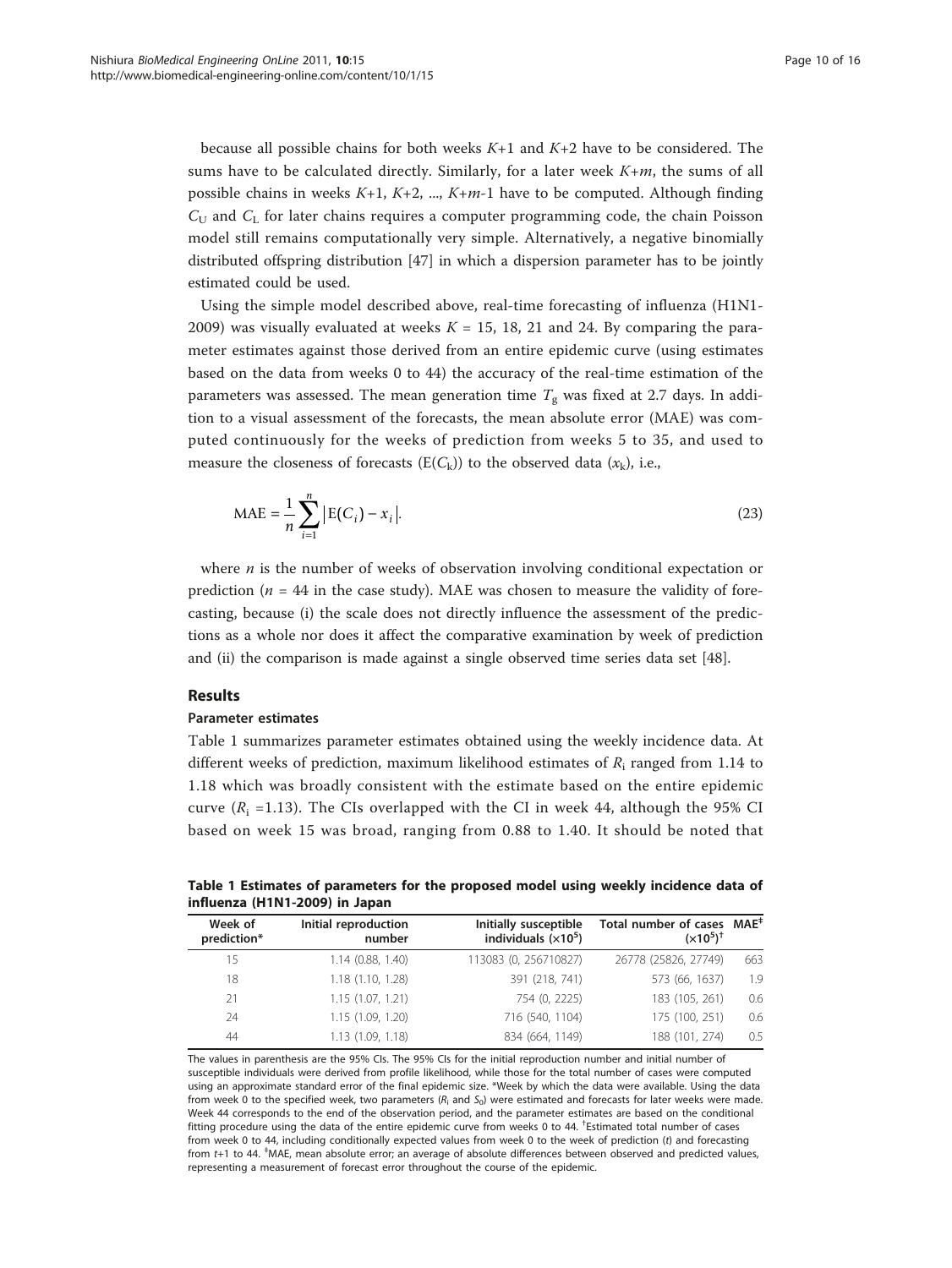because all possible chains for both weeks $K$+1 and $K$+2 have to be considered. The sums have to be calculated directly. Similarly, for a later week $K$+$m$, the sums of all possible chains in weeks $K$+1, $K$+2, ..., $K$+$m$-1 have to be computed. Although finding $C_U$ and $C_L$ for later chains requires a computer programming code, the chain Poisson model still remains computationally very simple. Alternatively, a negative binomially distributed offspring distribution [47] in which a dispersion parameter has to be jointly estimated could be used.

Using the simple model described above, real-time forecasting of influenza (H1N1-2009) was visually evaluated at weeks $K$ = 15, 18, 21 and 24. By comparing the parameter estimates against those derived from an entire epidemic curve (using estimates based on the data from weeks 0 to 44) the accuracy of the real-time estimation of the parameters was assessed. The mean generation time $T_g$ was fixed at 2.7 days. In addition to a visual assessment of the forecasts, the mean absolute error (MAE) was computed continuously for the weeks of prediction from weeks 5 to 35, and used to measure the closeness of forecasts ($E(C_k)$) to the observed data ($x_k$), i.e.,

$$\text{MAE} = \frac{1}{n}\sum_{i=1}^{n}\left|E(C_i) - x_i\right|. \tag{23}$$

where $n$ is the number of weeks of observation involving conditional expectation or prediction ($n$ = 44 in the case study). MAE was chosen to measure the validity of forecasting, because (i) the scale does not directly influence the assessment of the predictions as a whole nor does it affect the comparative examination by week of prediction and (ii) the comparison is made against a single observed time series data set [48].

## Results

### Parameter estimates

Table 1 summarizes parameter estimates obtained using the weekly incidence data. At different weeks of prediction, maximum likelihood estimates of $R_i$ ranged from 1.14 to 1.18 which was broadly consistent with the estimate based on the entire epidemic curve ($R_i$ =1.13). The CIs overlapped with the CI in week 44, although the 95% CI based on week 15 was broad, ranging from 0.88 to 1.40. It should be noted that

**Table 1 Estimates of parameters for the proposed model using weekly incidence data of influenza (H1N1-2009) in Japan**

| Week of prediction* | Initial reproduction number | Initially susceptible individuals ($\times 10^5$) | Total number of cases ($\times 10^5$)[†] | MAE[‡] |
|---|---|---|---|---|
| 15 | 1.14 (0.88, 1.40) | 113083 (0, 256710827) | 26778 (25826, 27749) | 663 |
| 18 | 1.18 (1.10, 1.28) | 391 (218, 741) | 573 (66, 1637) | 1.9 |
| 21 | 1.15 (1.07, 1.21) | 754 (0, 2225) | 183 (105, 261) | 0.6 |
| 24 | 1.15 (1.09, 1.20) | 716 (540, 1104) | 175 (100, 251) | 0.6 |
| 44 | 1.13 (1.09, 1.18) | 834 (664, 1149) | 188 (101, 274) | 0.5 |

The values in parenthesis are the 95% CIs. The 95% CIs for the initial reproduction number and initial number of susceptible individuals were derived from profile likelihood, while those for the total number of cases were computed using an approximate standard error of the final epidemic size. *Week by which the data were available. Using the data from week 0 to the specified week, two parameters ($R_i$ and $S_0$) were estimated and forecasts for later weeks were made. Week 44 corresponds to the end of the observation period, and the parameter estimates are based on the conditional fitting procedure using the data of the entire epidemic curve from weeks 0 to 44. [†]Estimated total number of cases from week 0 to 44, including conditionally expected values from week 0 to the week of prediction ($t$) and forecasting from $t$+1 to 44. [‡]MAE, mean absolute error; an average of absolute differences between observed and predicted values, representing a measurement of forecast error throughout the course of the epidemic.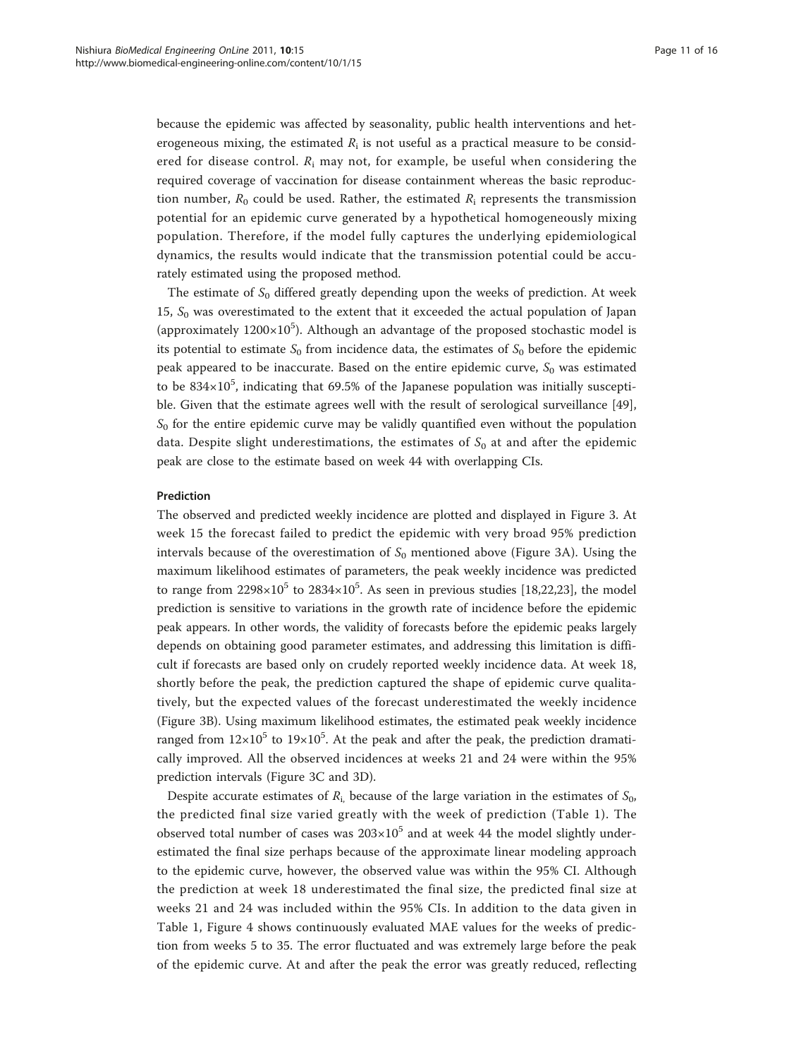because the epidemic was affected by seasonality, public health interventions and heterogeneous mixing, the estimated $R_i$ is not useful as a practical measure to be considered for disease control. $R_i$ may not, for example, be useful when considering the required coverage of vaccination for disease containment whereas the basic reproduction number, $R_0$ could be used. Rather, the estimated $R_i$ represents the transmission potential for an epidemic curve generated by a hypothetical homogeneously mixing population. Therefore, if the model fully captures the underlying epidemiological dynamics, the results would indicate that the transmission potential could be accurately estimated using the proposed method.

The estimate of $S_0$ differed greatly depending upon the weeks of prediction. At week 15, $S_0$ was overestimated to the extent that it exceeded the actual population of Japan (approximately $1200\times10^5$). Although an advantage of the proposed stochastic model is its potential to estimate $S_0$ from incidence data, the estimates of $S_0$ before the epidemic peak appeared to be inaccurate. Based on the entire epidemic curve, $S_0$ was estimated to be $834\times10^5$, indicating that 69.5% of the Japanese population was initially susceptible. Given that the estimate agrees well with the result of serological surveillance [49], $S_0$ for the entire epidemic curve may be validly quantified even without the population data. Despite slight underestimations, the estimates of $S_0$ at and after the epidemic peak are close to the estimate based on week 44 with overlapping CIs.

#### Prediction

The observed and predicted weekly incidence are plotted and displayed in Figure 3. At week 15 the forecast failed to predict the epidemic with very broad 95% prediction intervals because of the overestimation of $S_0$ mentioned above (Figure 3A). Using the maximum likelihood estimates of parameters, the peak weekly incidence was predicted to range from $2298\times10^5$ to $2834\times10^5$. As seen in previous studies [18,22,23], the model prediction is sensitive to variations in the growth rate of incidence before the epidemic peak appears. In other words, the validity of forecasts before the epidemic peaks largely depends on obtaining good parameter estimates, and addressing this limitation is difficult if forecasts are based only on crudely reported weekly incidence data. At week 18, shortly before the peak, the prediction captured the shape of epidemic curve qualitatively, but the expected values of the forecast underestimated the weekly incidence (Figure 3B). Using maximum likelihood estimates, the estimated peak weekly incidence ranged from $12\times10^5$ to $19\times10^5$. At the peak and after the peak, the prediction dramatically improved. All the observed incidences at weeks 21 and 24 were within the 95% prediction intervals (Figure 3C and 3D).

Despite accurate estimates of $R_i$, because of the large variation in the estimates of $S_0$, the predicted final size varied greatly with the week of prediction (Table 1). The observed total number of cases was $203\times10^5$ and at week 44 the model slightly underestimated the final size perhaps because of the approximate linear modeling approach to the epidemic curve, however, the observed value was within the 95% CI. Although the prediction at week 18 underestimated the final size, the predicted final size at weeks 21 and 24 was included within the 95% CIs. In addition to the data given in Table 1, Figure 4 shows continuously evaluated MAE values for the weeks of prediction from weeks 5 to 35. The error fluctuated and was extremely large before the peak of the epidemic curve. At and after the peak the error was greatly reduced, reflecting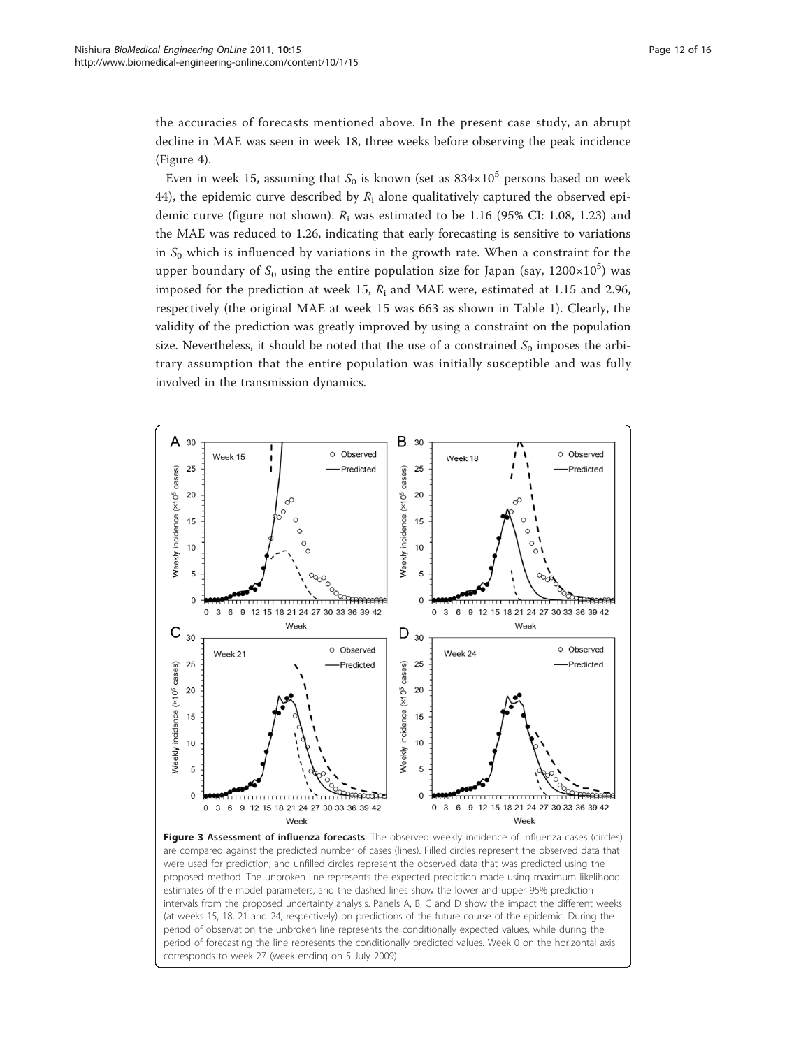the accuracies of forecasts mentioned above. In the present case study, an abrupt decline in MAE was seen in week 18, three weeks before observing the peak incidence (Figure 4).

Even in week 15, assuming that $S_0$ is known (set as $834 \times 10^5$ persons based on week 44), the epidemic curve described by $R_i$ alone qualitatively captured the observed epidemic curve (figure not shown). $R_i$ was estimated to be 1.16 (95% CI: 1.08, 1.23) and the MAE was reduced to 1.26, indicating that early forecasting is sensitive to variations in $S_0$ which is influenced by variations in the growth rate. When a constraint for the upper boundary of $S_0$ using the entire population size for Japan (say, $1200 \times 10^5$) was imposed for the prediction at week 15, $R_i$ and MAE were, estimated at 1.15 and 2.96, respectively (the original MAE at week 15 was 663 as shown in Table 1). Clearly, the validity of the prediction was greatly improved by using a constraint on the population size. Nevertheless, it should be noted that the use of a constrained $S_0$ imposes the arbitrary assumption that the entire population was initially susceptible and was fully involved in the transmission dynamics.

**Figure 3 Assessment of influenza forecasts**. The observed weekly incidence of influenza cases (circles) are compared against the predicted number of cases (lines). Filled circles represent the observed data that were used for prediction, and unfilled circles represent the observed data that was predicted using the proposed method. The unbroken line represents the expected prediction made using maximum likelihood estimates of the model parameters, and the dashed lines show the lower and upper 95% prediction intervals from the proposed uncertainty analysis. Panels A, B, C and D show the impact the different weeks (at weeks 15, 18, 21 and 24, respectively) on predictions of the future course of the epidemic. During the period of observation the unbroken line represents the conditionally expected values, while during the period of forecasting the line represents the conditionally predicted values. Week 0 on the horizontal axis corresponds to week 27 (week ending on 5 July 2009).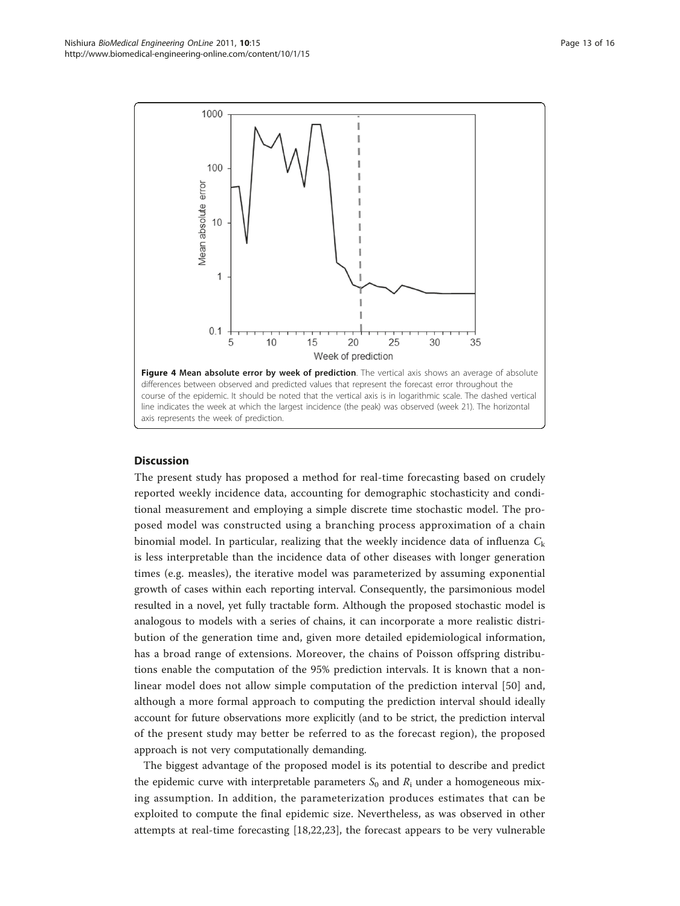**Figure 4 Mean absolute error by week of prediction**. The vertical axis shows an average of absolute differences between observed and predicted values that represent the forecast error throughout the course of the epidemic. It should be noted that the vertical axis is in logarithmic scale. The dashed vertical line indicates the week at which the largest incidence (the peak) was observed (week 21). The horizontal axis represents the week of prediction.

## Discussion

The present study has proposed a method for real-time forecasting based on crudely reported weekly incidence data, accounting for demographic stochasticity and conditional measurement and employing a simple discrete time stochastic model. The proposed model was constructed using a branching process approximation of a chain binomial model. In particular, realizing that the weekly incidence data of influenza $C_k$ is less interpretable than the incidence data of other diseases with longer generation times (e.g. measles), the iterative model was parameterized by assuming exponential growth of cases within each reporting interval. Consequently, the parsimonious model resulted in a novel, yet fully tractable form. Although the proposed stochastic model is analogous to models with a series of chains, it can incorporate a more realistic distribution of the generation time and, given more detailed epidemiological information, has a broad range of extensions. Moreover, the chains of Poisson offspring distributions enable the computation of the 95% prediction intervals. It is known that a nonlinear model does not allow simple computation of the prediction interval [50] and, although a more formal approach to computing the prediction interval should ideally account for future observations more explicitly (and to be strict, the prediction interval of the present study may better be referred to as the forecast region), the proposed approach is not very computationally demanding.

The biggest advantage of the proposed model is its potential to describe and predict the epidemic curve with interpretable parameters $S_0$ and $R_i$ under a homogeneous mixing assumption. In addition, the parameterization produces estimates that can be exploited to compute the final epidemic size. Nevertheless, as was observed in other attempts at real-time forecasting [18,22,23], the forecast appears to be very vulnerable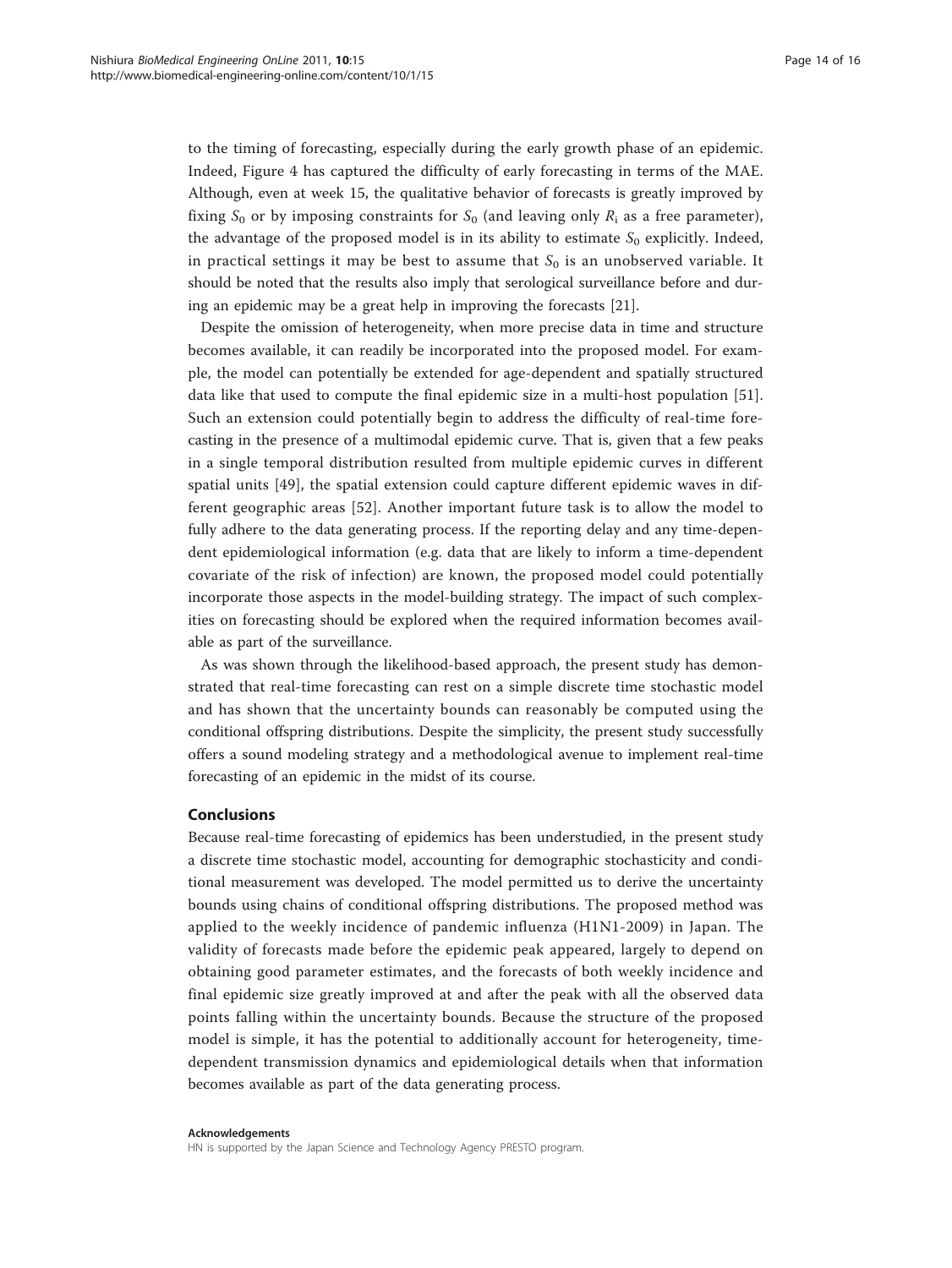to the timing of forecasting, especially during the early growth phase of an epidemic. Indeed, Figure 4 has captured the difficulty of early forecasting in terms of the MAE. Although, even at week 15, the qualitative behavior of forecasts is greatly improved by fixing $S_0$ or by imposing constraints for $S_0$ (and leaving only $R_i$ as a free parameter), the advantage of the proposed model is in its ability to estimate $S_0$ explicitly. Indeed, in practical settings it may be best to assume that $S_0$ is an unobserved variable. It should be noted that the results also imply that serological surveillance before and during an epidemic may be a great help in improving the forecasts [21].

Despite the omission of heterogeneity, when more precise data in time and structure becomes available, it can readily be incorporated into the proposed model. For example, the model can potentially be extended for age-dependent and spatially structured data like that used to compute the final epidemic size in a multi-host population [51]. Such an extension could potentially begin to address the difficulty of real-time forecasting in the presence of a multimodal epidemic curve. That is, given that a few peaks in a single temporal distribution resulted from multiple epidemic curves in different spatial units [49], the spatial extension could capture different epidemic waves in different geographic areas [52]. Another important future task is to allow the model to fully adhere to the data generating process. If the reporting delay and any time-dependent epidemiological information (e.g. data that are likely to inform a time-dependent covariate of the risk of infection) are known, the proposed model could potentially incorporate those aspects in the model-building strategy. The impact of such complexities on forecasting should be explored when the required information becomes available as part of the surveillance.

As was shown through the likelihood-based approach, the present study has demonstrated that real-time forecasting can rest on a simple discrete time stochastic model and has shown that the uncertainty bounds can reasonably be computed using the conditional offspring distributions. Despite the simplicity, the present study successfully offers a sound modeling strategy and a methodological avenue to implement real-time forecasting of an epidemic in the midst of its course.

## Conclusions

Because real-time forecasting of epidemics has been understudied, in the present study a discrete time stochastic model, accounting for demographic stochasticity and conditional measurement was developed. The model permitted us to derive the uncertainty bounds using chains of conditional offspring distributions. The proposed method was applied to the weekly incidence of pandemic influenza (H1N1-2009) in Japan. The validity of forecasts made before the epidemic peak appeared, largely to depend on obtaining good parameter estimates, and the forecasts of both weekly incidence and final epidemic size greatly improved at and after the peak with all the observed data points falling within the uncertainty bounds. Because the structure of the proposed model is simple, it has the potential to additionally account for heterogeneity, time-dependent transmission dynamics and epidemiological details when that information becomes available as part of the data generating process.

#### Acknowledgements

HN is supported by the Japan Science and Technology Agency PRESTO program.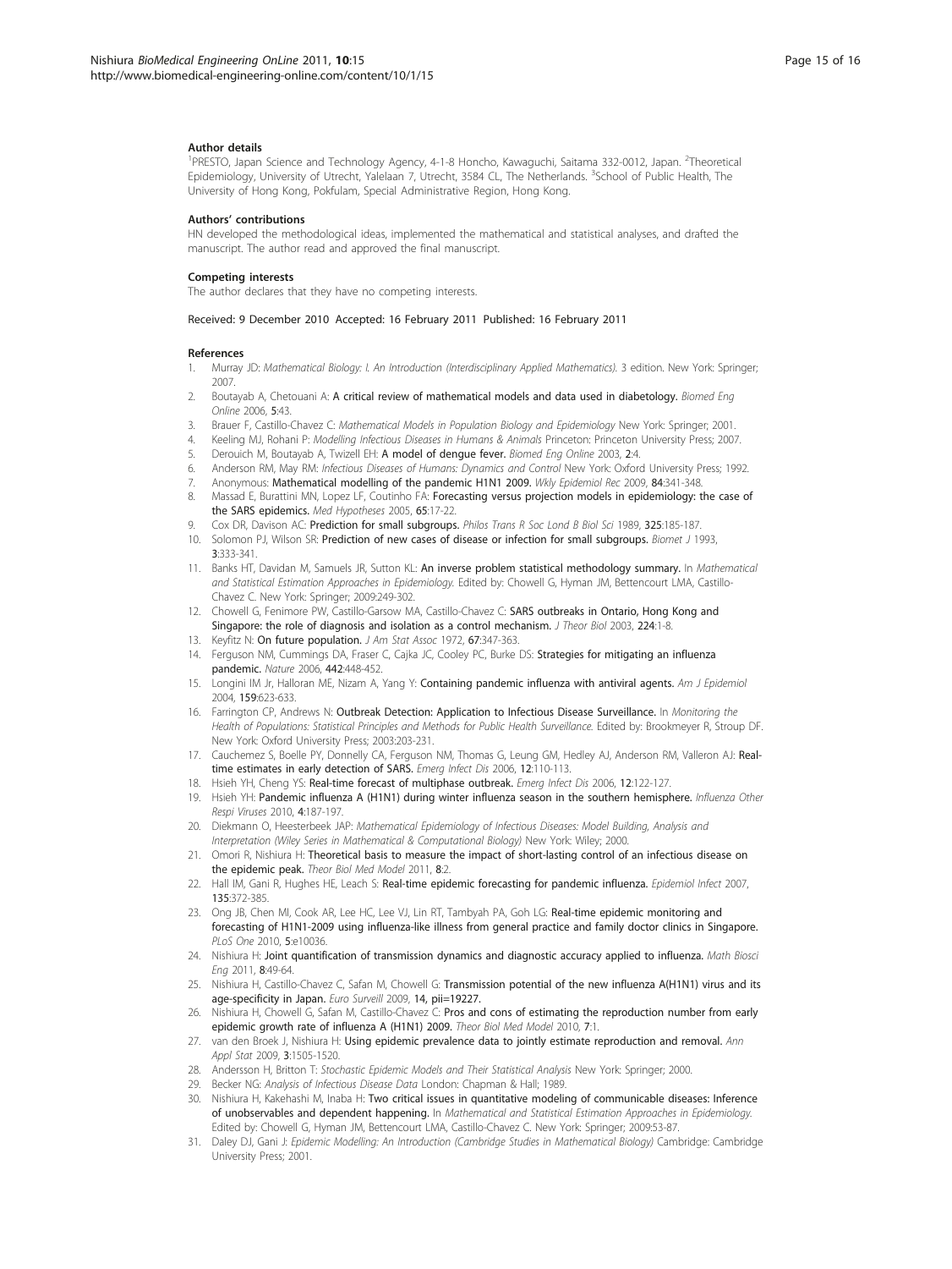#### Author details

[1]PRESTO, Japan Science and Technology Agency, 4-1-8 Honcho, Kawaguchi, Saitama 332-0012, Japan. [2]Theoretical Epidemiology, University of Utrecht, Yalelaan 7, Utrecht, 3584 CL, The Netherlands. [3]School of Public Health, The University of Hong Kong, Pokfulam, Special Administrative Region, Hong Kong.

#### Authors' contributions

HN developed the methodological ideas, implemented the mathematical and statistical analyses, and drafted the manuscript. The author read and approved the final manuscript.

#### Competing interests

The author declares that they have no competing interests.

Received: 9 December 2010 Accepted: 16 February 2011 Published: 16 February 2011

#### References

1. Murray JD: *Mathematical Biology: I. An Introduction (Interdisciplinary Applied Mathematics).* 3 edition. New York: Springer; 2007.
2. Boutayab A, Chetouani A: **A critical review of mathematical models and data used in diabetology.** *Biomed Eng Online* 2006, **5**:43.
3. Brauer F, Castillo-Chavez C: *Mathematical Models in Population Biology and Epidemiology* New York: Springer; 2001.
4. Keeling MJ, Rohani P: *Modelling Infectious Diseases in Humans & Animals* Princeton: Princeton University Press; 2007.
5. Derouich M, Boutayab A, Twizell EH: **A model of dengue fever.** *Biomed Eng Online* 2003, **2**:4.
6. Anderson RM, May RM: *Infectious Diseases of Humans: Dynamics and Control* New York: Oxford University Press; 1992.
7. Anonymous: **Mathematical modelling of the pandemic H1N1 2009.** *Wkly Epidemiol Rec* 2009, **84**:341-348.
8. Massad E, Burattini MN, Lopez LF, Coutinho FA: **Forecasting versus projection models in epidemiology: the case of the SARS epidemics.** *Med Hypotheses* 2005, **65**:17-22.
9. Cox DR, Davison AC: **Prediction for small subgroups.** *Philos Trans R Soc Lond B Biol Sci* 1989, **325**:185-187.
10. Solomon PJ, Wilson SR: **Prediction of new cases of disease or infection for small subgroups.** *Biomet J* 1993, **3**:333-341.
11. Banks HT, Davidan M, Samuels JR, Sutton KL: **An inverse problem statistical methodology summary.** In *Mathematical and Statistical Estimation Approaches in Epidemiology.* Edited by: Chowell G, Hyman JM, Bettencourt LMA, Castillo-Chavez C. New York: Springer; 2009:249-302.
12. Chowell G, Fenimore PW, Castillo-Garsow MA, Castillo-Chavez C: **SARS outbreaks in Ontario, Hong Kong and Singapore: the role of diagnosis and isolation as a control mechanism.** *J Theor Biol* 2003, **224**:1-8.
13. Keyfitz N: **On future population.** *J Am Stat Assoc* 1972, **67**:347-363.
14. Ferguson NM, Cummings DA, Fraser C, Cajka JC, Cooley PC, Burke DS: **Strategies for mitigating an influenza pandemic.** *Nature* 2006, **442**:448-452.
15. Longini IM Jr, Halloran ME, Nizam A, Yang Y: **Containing pandemic influenza with antiviral agents.** *Am J Epidemiol* 2004, **159**:623-633.
16. Farrington CP, Andrews N: **Outbreak Detection: Application to Infectious Disease Surveillance.** In *Monitoring the Health of Populations: Statistical Principles and Methods for Public Health Surveillance.* Edited by: Brookmeyer R, Stroup DF. New York: Oxford University Press; 2003:203-231.
17. Cauchemez S, Boelle PY, Donnelly CA, Ferguson NM, Thomas G, Leung GM, Hedley AJ, Anderson RM, Valleron AJ: **Real-time estimates in early detection of SARS.** *Emerg Infect Dis* 2006, **12**:110-113.
18. Hsieh YH, Cheng YS: **Real-time forecast of multiphase outbreak.** *Emerg Infect Dis* 2006, **12**:122-127.
19. Hsieh YH: **Pandemic influenza A (H1N1) during winter influenza season in the southern hemisphere.** *Influenza Other Respi Viruses* 2010, **4**:187-197.
20. Diekmann O, Heesterbeek JAP: *Mathematical Epidemiology of Infectious Diseases: Model Building, Analysis and Interpretation (Wiley Series in Mathematical & Computational Biology)* New York: Wiley; 2000.
21. Omori R, Nishiura H: **Theoretical basis to measure the impact of short-lasting control of an infectious disease on the epidemic peak.** *Theor Biol Med Model* 2011, **8**:2.
22. Hall IM, Gani R, Hughes HE, Leach S: **Real-time epidemic forecasting for pandemic influenza.** *Epidemiol Infect* 2007, **135**:372-385.
23. Ong JB, Chen MI, Cook AR, Lee HC, Lee VJ, Lin RT, Tambyah PA, Goh LG: **Real-time epidemic monitoring and forecasting of H1N1-2009 using influenza-like illness from general practice and family doctor clinics in Singapore.** *PLoS One* 2010, **5**:e10036.
24. Nishiura H: **Joint quantification of transmission dynamics and diagnostic accuracy applied to influenza.** *Math Biosci Eng* 2011, **8**:49-64.
25. Nishiura H, Castillo-Chavez C, Safan M, Chowell G: **Transmission potential of the new influenza A(H1N1) virus and its age-specificity in Japan.** *Euro Surveill* 2009, **14**, pii=19227.
26. Nishiura H, Chowell G, Safan M, Castillo-Chavez C: **Pros and cons of estimating the reproduction number from early epidemic growth rate of influenza A (H1N1) 2009.** *Theor Biol Med Model* 2010, **7**:1.
27. van den Broek J, Nishiura H: **Using epidemic prevalence data to jointly estimate reproduction and removal.** *Ann Appl Stat* 2009, **3**:1505-1520.
28. Andersson H, Britton T: *Stochastic Epidemic Models and Their Statistical Analysis* New York: Springer; 2000.
29. Becker NG: *Analysis of Infectious Disease Data* London: Chapman & Hall; 1989.
30. Nishiura H, Kakehashi M, Inaba H: **Two critical issues in quantitative modeling of communicable diseases: Inference of unobservables and dependent happening.** In *Mathematical and Statistical Estimation Approaches in Epidemiology.* Edited by: Chowell G, Hyman JM, Bettencourt LMA, Castillo-Chavez C. New York: Springer; 2009:53-87.
31. Daley DJ, Gani J: *Epidemic Modelling: An Introduction (Cambridge Studies in Mathematical Biology)* Cambridge: Cambridge University Press; 2001.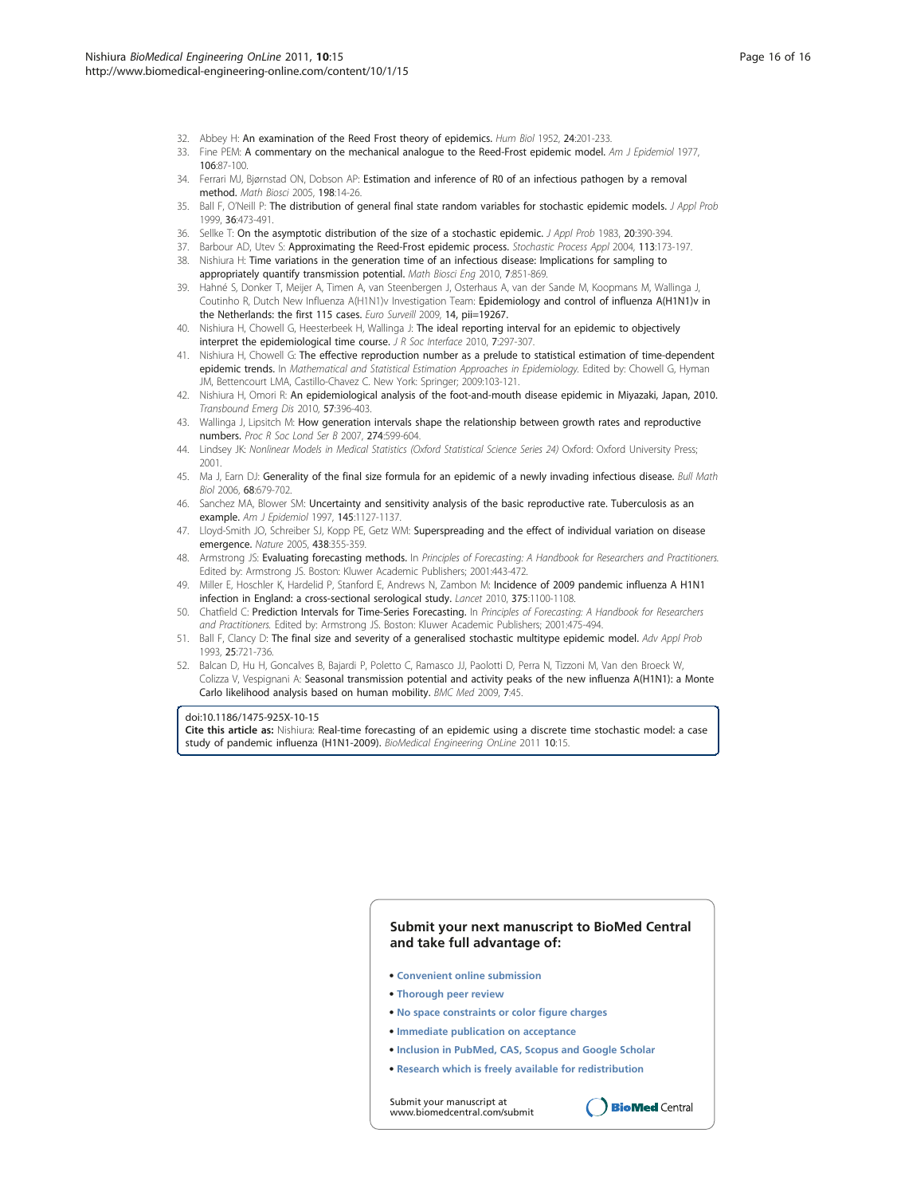32. Abbey H: **An examination of the Reed Frost theory of epidemics.** *Hum Biol* 1952, **24**:201-233.
33. Fine PEM: **A commentary on the mechanical analogue to the Reed-Frost epidemic model.** *Am J Epidemiol* 1977, **106**:87-100.
34. Ferrari MJ, Bjørnstad ON, Dobson AP: **Estimation and inference of R0 of an infectious pathogen by a removal method.** *Math Biosci* 2005, **198**:14-26.
35. Ball F, O'Neill P: **The distribution of general final state random variables for stochastic epidemic models.** *J Appl Prob* 1999, **36**:473-491.
36. Sellke T: **On the asymptotic distribution of the size of a stochastic epidemic.** *J Appl Prob* 1983, **20**:390-394.
37. Barbour AD, Utev S: **Approximating the Reed-Frost epidemic process.** *Stochastic Process Appl* 2004, **113**:173-197.
38. Nishiura H: **Time variations in the generation time of an infectious disease: Implications for sampling to appropriately quantify transmission potential.** *Math Biosci Eng* 2010, **7**:851-869.
39. Hahné S, Donker T, Meijer A, Timen A, van Steenbergen J, Osterhaus A, van der Sande M, Koopmans M, Wallinga J, Coutinho R, Dutch New Influenza A(H1N1)v Investigation Team: **Epidemiology and control of influenza A(H1N1)v in the Netherlands: the first 115 cases.** *Euro Surveill* 2009, 14, pii=19267.
40. Nishiura H, Chowell G, Heesterbeek H, Wallinga J: **The ideal reporting interval for an epidemic to objectively interpret the epidemiological time course.** *J R Soc Interface* 2010, **7**:297-307.
41. Nishiura H, Chowell G: **The effective reproduction number as a prelude to statistical estimation of time-dependent epidemic trends.** In *Mathematical and Statistical Estimation Approaches in Epidemiology.* Edited by: Chowell G, Hyman JM, Bettencourt LMA, Castillo-Chavez C. New York: Springer; 2009:103-121.
42. Nishiura H, Omori R: **An epidemiological analysis of the foot-and-mouth disease epidemic in Miyazaki, Japan, 2010.** *Transbound Emerg Dis* 2010, **57**:396-403.
43. Wallinga J, Lipsitch M: **How generation intervals shape the relationship between growth rates and reproductive numbers.** *Proc R Soc Lond Ser B* 2007, **274**:599-604.
44. Lindsey JK: *Nonlinear Models in Medical Statistics (Oxford Statistical Science Series 24)* Oxford: Oxford University Press; 2001.
45. Ma J, Earn DJ: **Generality of the final size formula for an epidemic of a newly invading infectious disease.** *Bull Math Biol* 2006, **68**:679-702.
46. Sanchez MA, Blower SM: **Uncertainty and sensitivity analysis of the basic reproductive rate. Tuberculosis as an example.** *Am J Epidemiol* 1997, **145**:1127-1137.
47. Lloyd-Smith JO, Schreiber SJ, Kopp PE, Getz WM: **Superspreading and the effect of individual variation on disease emergence.** *Nature* 2005, **438**:355-359.
48. Armstrong JS: **Evaluating forecasting methods.** In *Principles of Forecasting: A Handbook for Researchers and Practitioners.* Edited by: Armstrong JS. Boston: Kluwer Academic Publishers; 2001:443-472.
49. Miller E, Hoschler K, Hardelid P, Stanford E, Andrews N, Zambon M: **Incidence of 2009 pandemic influenza A H1N1 infection in England: a cross-sectional serological study.** *Lancet* 2010, **375**:1100-1108.
50. Chatfield C: **Prediction Intervals for Time-Series Forecasting.** In *Principles of Forecasting: A Handbook for Researchers and Practitioners.* Edited by: Armstrong JS. Boston: Kluwer Academic Publishers; 2001:475-494.
51. Ball F, Clancy D: **The final size and severity of a generalised stochastic multitype epidemic model.** *Adv Appl Prob* 1993, **25**:721-736.
52. Balcan D, Hu H, Goncalves B, Bajardi P, Poletto C, Ramasco JJ, Paolotti D, Perra N, Tizzoni M, Van den Broeck W, Colizza V, Vespignani A: **Seasonal transmission potential and activity peaks of the new influenza A(H1N1): a Monte Carlo likelihood analysis based on human mobility.** *BMC Med* 2009, **7**:45.

doi:10.1186/1475-925X-10-15

**Cite this article as:** Nishiura: Real-time forecasting of an epidemic using a discrete time stochastic model: a case study of pandemic influenza (H1N1-2009). *BioMedical Engineering OnLine* 2011 **10**:15.

**Submit your next manuscript to BioMed Central and take full advantage of:**

- **Convenient online submission**
- **Thorough peer review**
- **No space constraints or color figure charges**
- **Immediate publication on acceptance**
- **Inclusion in PubMed, CAS, Scopus and Google Scholar**
- **Research which is freely available for redistribution**

Submit your manuscript at
www.biomedcentral.com/submit

BioMed Central